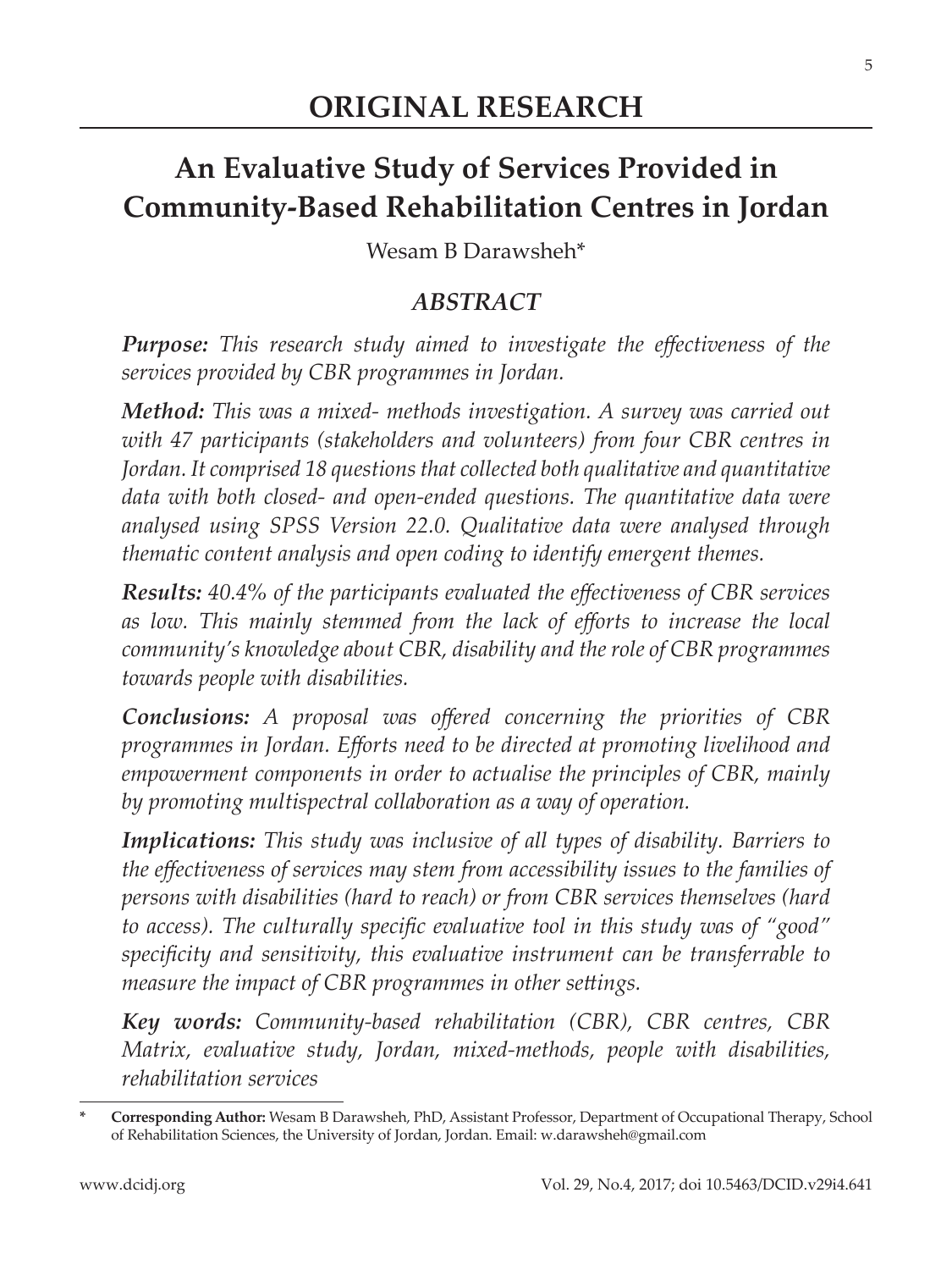# ORIGINAL RESEARCH

# An Evaluative Study of Services Provided in Community-Based Rehabilitation Centres in Jordan

Wesam B Darawsheh*

## *ABSTRACT*

***Purpose:*** *This research study aimed to investigate the effectiveness of the services provided by CBR programmes in Jordan.*

***Method:*** *This was a mixed- methods investigation. A survey was carried out with 47 participants (stakeholders and volunteers) from four CBR centres in Jordan. It comprised 18 questions that collected both qualitative and quantitative data with both closed- and open-ended questions. The quantitative data were analysed using SPSS Version 22.0. Qualitative data were analysed through thematic content analysis and open coding to identify emergent themes.*

***Results:*** *40.4% of the participants evaluated the effectiveness of CBR services as low. This mainly stemmed from the lack of efforts to increase the local community's knowledge about CBR, disability and the role of CBR programmes towards people with disabilities.*

***Conclusions:*** *A proposal was offered concerning the priorities of CBR programmes in Jordan. Efforts need to be directed at promoting livelihood and empowerment components in order to actualise the principles of CBR, mainly by promoting multispectral collaboration as a way of operation.*

***Implications:*** *This study was inclusive of all types of disability. Barriers to the effectiveness of services may stem from accessibility issues to the families of persons with disabilities (hard to reach) or from CBR services themselves (hard to access). The culturally specific evaluative tool in this study was of "good" specificity and sensitivity, this evaluative instrument can be transferrable to measure the impact of CBR programmes in other settings.*

***Key words:*** *Community-based rehabilitation (CBR), CBR centres, CBR Matrix, evaluative study, Jordan, mixed-methods, people with disabilities, rehabilitation services*

---

\* **Corresponding Author:** Wesam B Darawsheh, PhD, Assistant Professor, Department of Occupational Therapy, School of Rehabilitation Sciences, the University of Jordan, Jordan. Email: w.darawsheh@gmail.com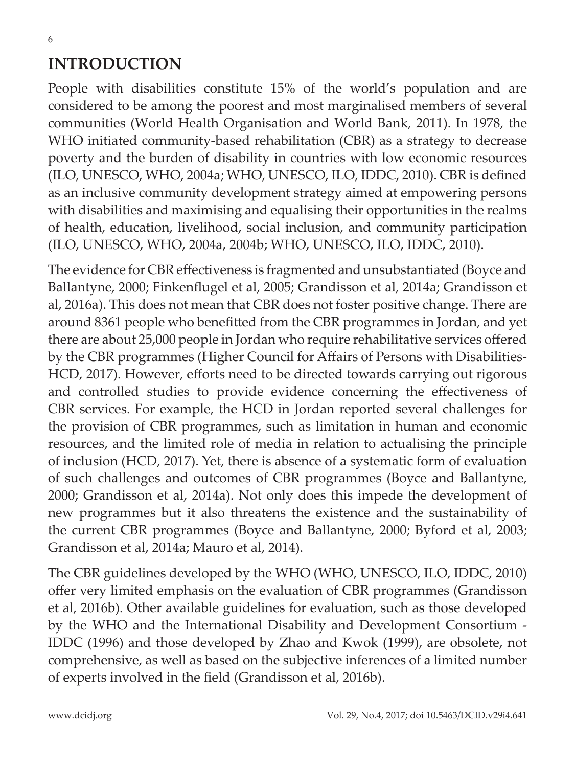# INTRODUCTION

People with disabilities constitute 15% of the world's population and are considered to be among the poorest and most marginalised members of several communities (World Health Organisation and World Bank, 2011). In 1978, the WHO initiated community-based rehabilitation (CBR) as a strategy to decrease poverty and the burden of disability in countries with low economic resources (ILO, UNESCO, WHO, 2004a; WHO, UNESCO, ILO, IDDC, 2010). CBR is defined as an inclusive community development strategy aimed at empowering persons with disabilities and maximising and equalising their opportunities in the realms of health, education, livelihood, social inclusion, and community participation (ILO, UNESCO, WHO, 2004a, 2004b; WHO, UNESCO, ILO, IDDC, 2010).

The evidence for CBR effectiveness is fragmented and unsubstantiated (Boyce and Ballantyne, 2000; Finkenflugel et al, 2005; Grandisson et al, 2014a; Grandisson et al, 2016a). This does not mean that CBR does not foster positive change. There are around 8361 people who benefitted from the CBR programmes in Jordan, and yet there are about 25,000 people in Jordan who require rehabilitative services offered by the CBR programmes (Higher Council for Affairs of Persons with Disabilities-HCD, 2017). However, efforts need to be directed towards carrying out rigorous and controlled studies to provide evidence concerning the effectiveness of CBR services. For example, the HCD in Jordan reported several challenges for the provision of CBR programmes, such as limitation in human and economic resources, and the limited role of media in relation to actualising the principle of inclusion (HCD, 2017). Yet, there is absence of a systematic form of evaluation of such challenges and outcomes of CBR programmes (Boyce and Ballantyne, 2000; Grandisson et al, 2014a). Not only does this impede the development of new programmes but it also threatens the existence and the sustainability of the current CBR programmes (Boyce and Ballantyne, 2000; Byford et al, 2003; Grandisson et al, 2014a; Mauro et al, 2014).

The CBR guidelines developed by the WHO (WHO, UNESCO, ILO, IDDC, 2010) offer very limited emphasis on the evaluation of CBR programmes (Grandisson et al, 2016b). Other available guidelines for evaluation, such as those developed by the WHO and the International Disability and Development Consortium - IDDC (1996) and those developed by Zhao and Kwok (1999), are obsolete, not comprehensive, as well as based on the subjective inferences of a limited number of experts involved in the field (Grandisson et al, 2016b).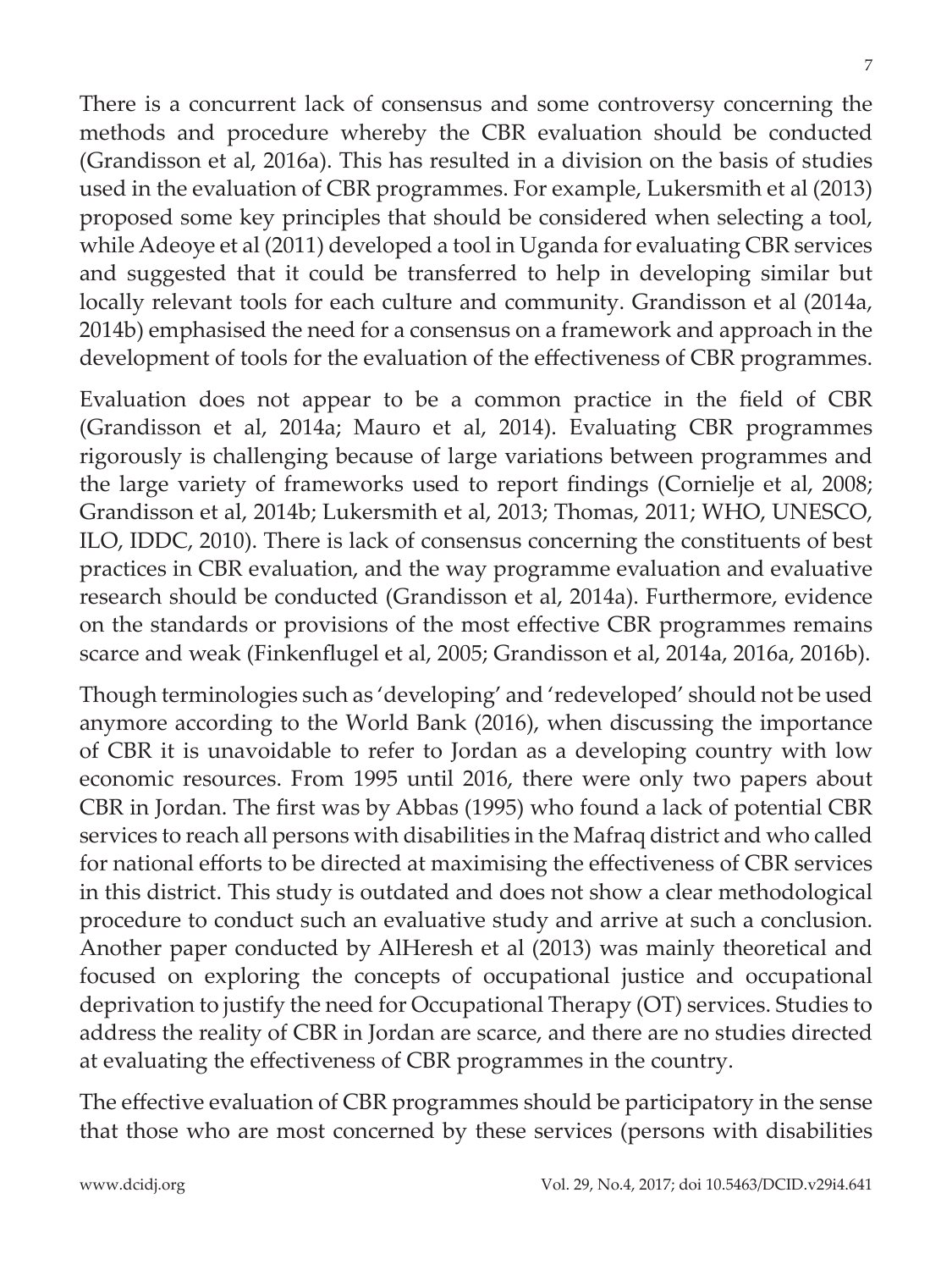There is a concurrent lack of consensus and some controversy concerning the methods and procedure whereby the CBR evaluation should be conducted (Grandisson et al, 2016a). This has resulted in a division on the basis of studies used in the evaluation of CBR programmes. For example, Lukersmith et al (2013) proposed some key principles that should be considered when selecting a tool, while Adeoye et al (2011) developed a tool in Uganda for evaluating CBR services and suggested that it could be transferred to help in developing similar but locally relevant tools for each culture and community. Grandisson et al (2014a, 2014b) emphasised the need for a consensus on a framework and approach in the development of tools for the evaluation of the effectiveness of CBR programmes.

Evaluation does not appear to be a common practice in the field of CBR (Grandisson et al, 2014a; Mauro et al, 2014). Evaluating CBR programmes rigorously is challenging because of large variations between programmes and the large variety of frameworks used to report findings (Cornielje et al, 2008; Grandisson et al, 2014b; Lukersmith et al, 2013; Thomas, 2011; WHO, UNESCO, ILO, IDDC, 2010). There is lack of consensus concerning the constituents of best practices in CBR evaluation, and the way programme evaluation and evaluative research should be conducted (Grandisson et al, 2014a). Furthermore, evidence on the standards or provisions of the most effective CBR programmes remains scarce and weak (Finkenflugel et al, 2005; Grandisson et al, 2014a, 2016a, 2016b).

Though terminologies such as 'developing' and 'redeveloped' should not be used anymore according to the World Bank (2016), when discussing the importance of CBR it is unavoidable to refer to Jordan as a developing country with low economic resources. From 1995 until 2016, there were only two papers about CBR in Jordan. The first was by Abbas (1995) who found a lack of potential CBR services to reach all persons with disabilities in the Mafraq district and who called for national efforts to be directed at maximising the effectiveness of CBR services in this district. This study is outdated and does not show a clear methodological procedure to conduct such an evaluative study and arrive at such a conclusion. Another paper conducted by AlHeresh et al (2013) was mainly theoretical and focused on exploring the concepts of occupational justice and occupational deprivation to justify the need for Occupational Therapy (OT) services. Studies to address the reality of CBR in Jordan are scarce, and there are no studies directed at evaluating the effectiveness of CBR programmes in the country.

The effective evaluation of CBR programmes should be participatory in the sense that those who are most concerned by these services (persons with disabilities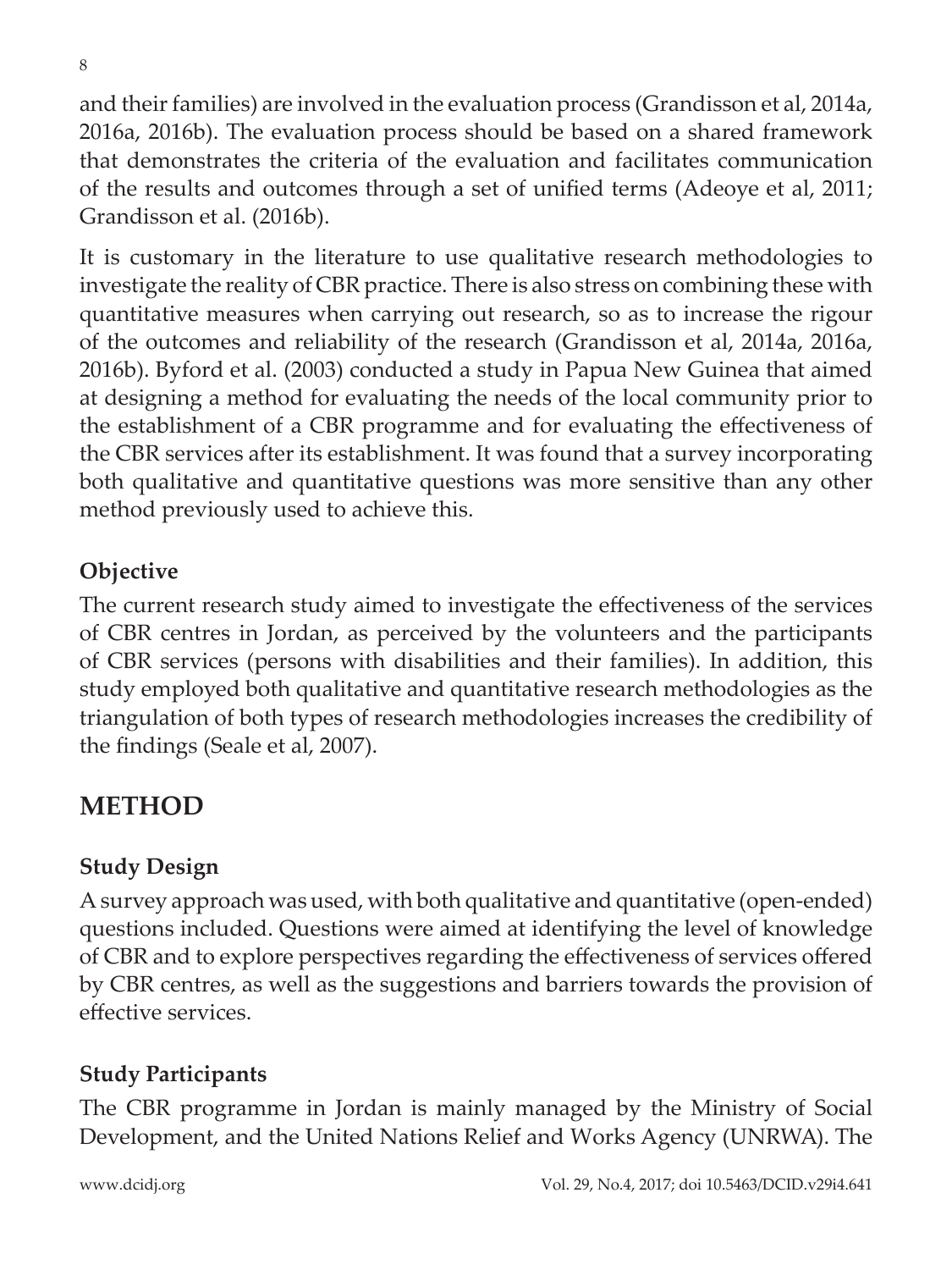and their families) are involved in the evaluation process (Grandisson et al, 2014a, 2016a, 2016b). The evaluation process should be based on a shared framework that demonstrates the criteria of the evaluation and facilitates communication of the results and outcomes through a set of unified terms (Adeoye et al, 2011; Grandisson et al. (2016b).

It is customary in the literature to use qualitative research methodologies to investigate the reality of CBR practice. There is also stress on combining these with quantitative measures when carrying out research, so as to increase the rigour of the outcomes and reliability of the research (Grandisson et al, 2014a, 2016a, 2016b). Byford et al. (2003) conducted a study in Papua New Guinea that aimed at designing a method for evaluating the needs of the local community prior to the establishment of a CBR programme and for evaluating the effectiveness of the CBR services after its establishment. It was found that a survey incorporating both qualitative and quantitative questions was more sensitive than any other method previously used to achieve this.

### Objective

The current research study aimed to investigate the effectiveness of the services of CBR centres in Jordan, as perceived by the volunteers and the participants of CBR services (persons with disabilities and their families). In addition, this study employed both qualitative and quantitative research methodologies as the triangulation of both types of research methodologies increases the credibility of the findings (Seale et al, 2007).

## METHOD

### Study Design

A survey approach was used, with both qualitative and quantitative (open-ended) questions included. Questions were aimed at identifying the level of knowledge of CBR and to explore perspectives regarding the effectiveness of services offered by CBR centres, as well as the suggestions and barriers towards the provision of effective services.

### Study Participants

The CBR programme in Jordan is mainly managed by the Ministry of Social Development, and the United Nations Relief and Works Agency (UNRWA). The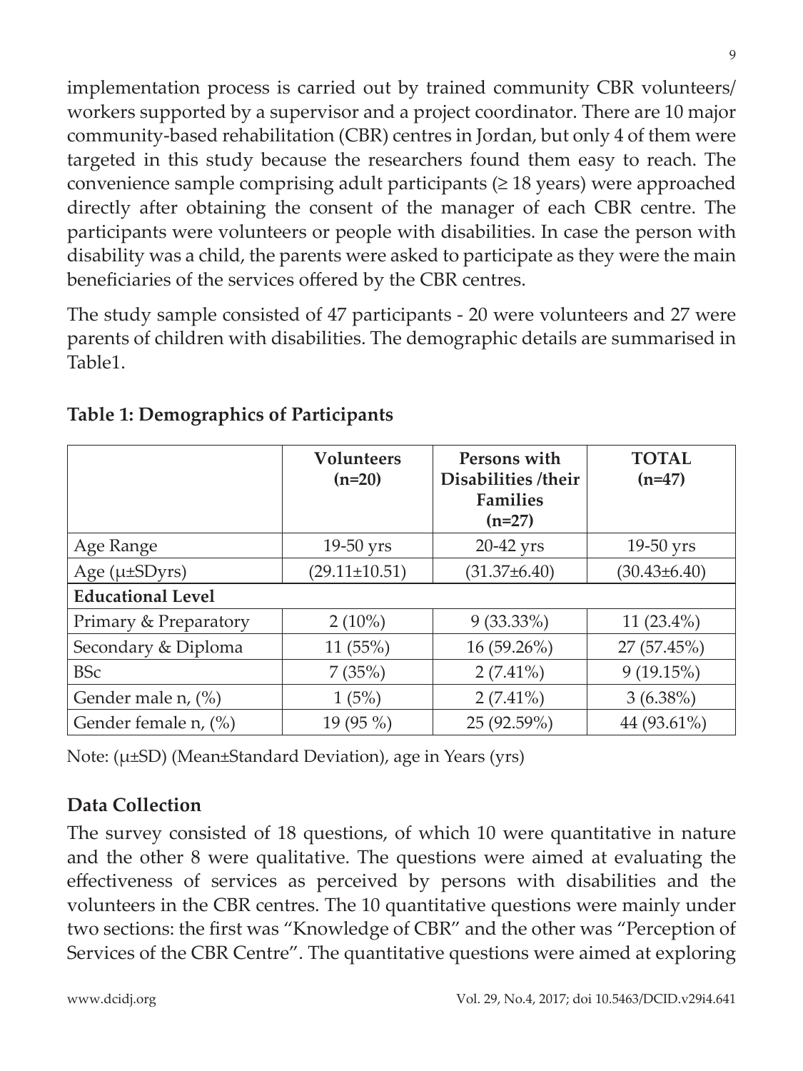implementation process is carried out by trained community CBR volunteers/ workers supported by a supervisor and a project coordinator. There are 10 major community-based rehabilitation (CBR) centres in Jordan, but only 4 of them were targeted in this study because the researchers found them easy to reach. The convenience sample comprising adult participants (≥ 18 years) were approached directly after obtaining the consent of the manager of each CBR centre. The participants were volunteers or people with disabilities. In case the person with disability was a child, the parents were asked to participate as they were the main beneficiaries of the services offered by the CBR centres.

The study sample consisted of 47 participants - 20 were volunteers and 27 were parents of children with disabilities. The demographic details are summarised in Table1.

**Table 1: Demographics of Participants**

| | **Volunteers (n=20)** | **Persons with Disabilities /their Families (n=27)** | **TOTAL (n=47)** |
|---|---|---|---|
| Age Range | 19-50 yrs | 20-42 yrs | 19-50 yrs |
| Age (μ±SDyrs) | (29.11±10.51) | (31.37±6.40) | (30.43±6.40) |
| **Educational Level** | | | |
| Primary & Preparatory | 2 (10%) | 9 (33.33%) | 11 (23.4%) |
| Secondary & Diploma | 11 (55%) | 16 (59.26%) | 27 (57.45%) |
| BSc | 7 (35%) | 2 (7.41%) | 9 (19.15%) |
| Gender male n, (%) | 1 (5%) | 2 (7.41%) | 3 (6.38%) |
| Gender female n, (%) | 19 (95 %) | 25 (92.59%) | 44 (93.61%) |

Note: (μ±SD) (Mean±Standard Deviation), age in Years (yrs)

## Data Collection

The survey consisted of 18 questions, of which 10 were quantitative in nature and the other 8 were qualitative. The questions were aimed at evaluating the effectiveness of services as perceived by persons with disabilities and the volunteers in the CBR centres. The 10 quantitative questions were mainly under two sections: the first was "Knowledge of CBR" and the other was "Perception of Services of the CBR Centre". The quantitative questions were aimed at exploring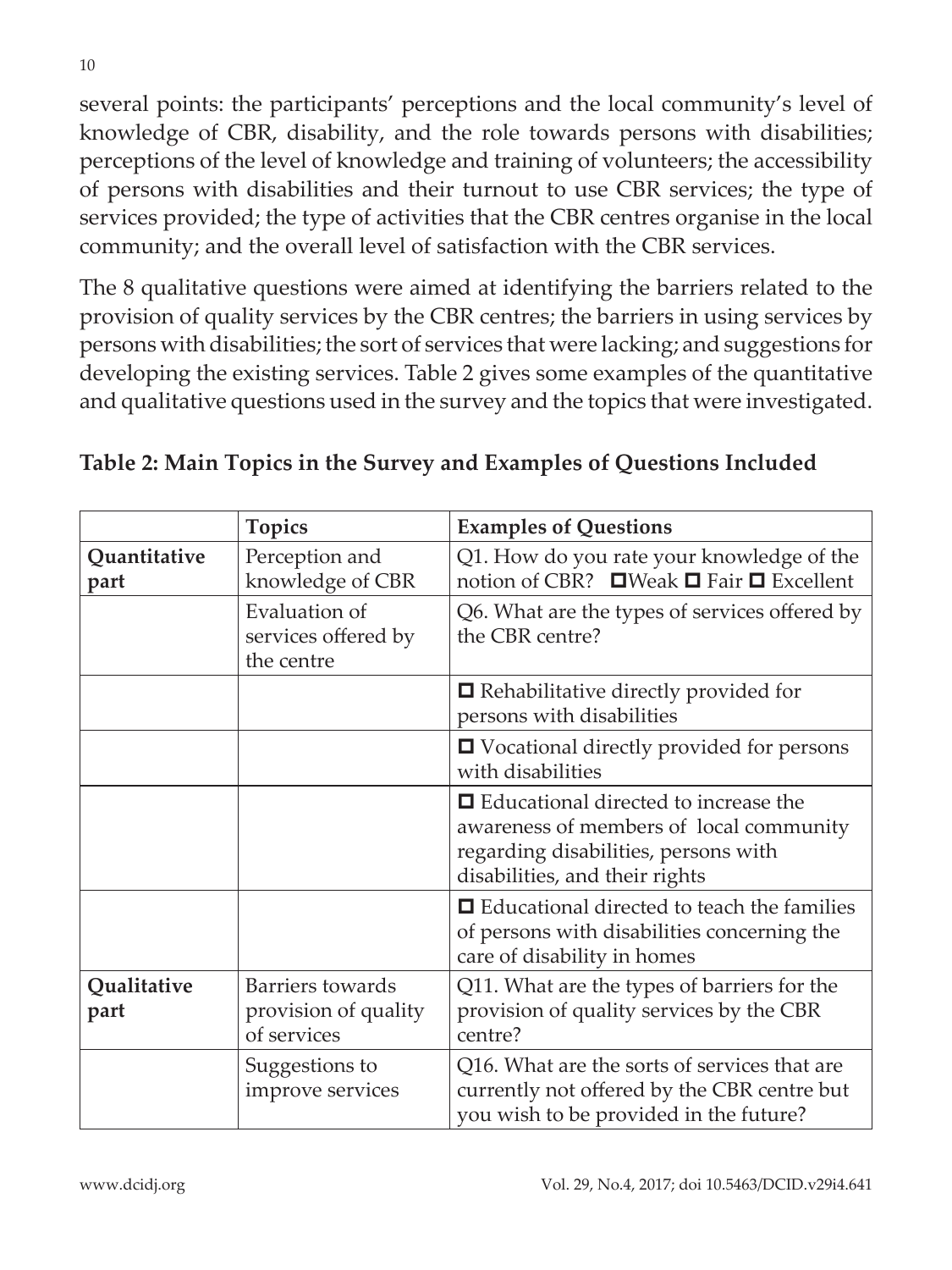several points: the participants' perceptions and the local community's level of knowledge of CBR, disability, and the role towards persons with disabilities; perceptions of the level of knowledge and training of volunteers; the accessibility of persons with disabilities and their turnout to use CBR services; the type of services provided; the type of activities that the CBR centres organise in the local community; and the overall level of satisfaction with the CBR services.

The 8 qualitative questions were aimed at identifying the barriers related to the provision of quality services by the CBR centres; the barriers in using services by persons with disabilities; the sort of services that were lacking; and suggestions for developing the existing services. Table 2 gives some examples of the quantitative and qualitative questions used in the survey and the topics that were investigated.

**Table 2: Main Topics in the Survey and Examples of Questions Included**

| | Topics | Examples of Questions |
|---|---|---|
| **Quantitative part** | Perception and knowledge of CBR | Q1. How do you rate your knowledge of the notion of CBR? ☐Weak ☐ Fair ☐ Excellent |
| | Evaluation of services offered by the centre | Q6. What are the types of services offered by the CBR centre? |
| | | ☐ Rehabilitative directly provided for persons with disabilities |
| | | ☐ Vocational directly provided for persons with disabilities |
| | | ☐ Educational directed to increase the awareness of members of local community regarding disabilities, persons with disabilities, and their rights |
| | | ☐ Educational directed to teach the families of persons with disabilities concerning the care of disability in homes |
| **Qualitative part** | Barriers towards provision of quality of services | Q11. What are the types of barriers for the provision of quality services by the CBR centre? |
| | Suggestions to improve services | Q16. What are the sorts of services that are currently not offered by the CBR centre but you wish to be provided in the future? |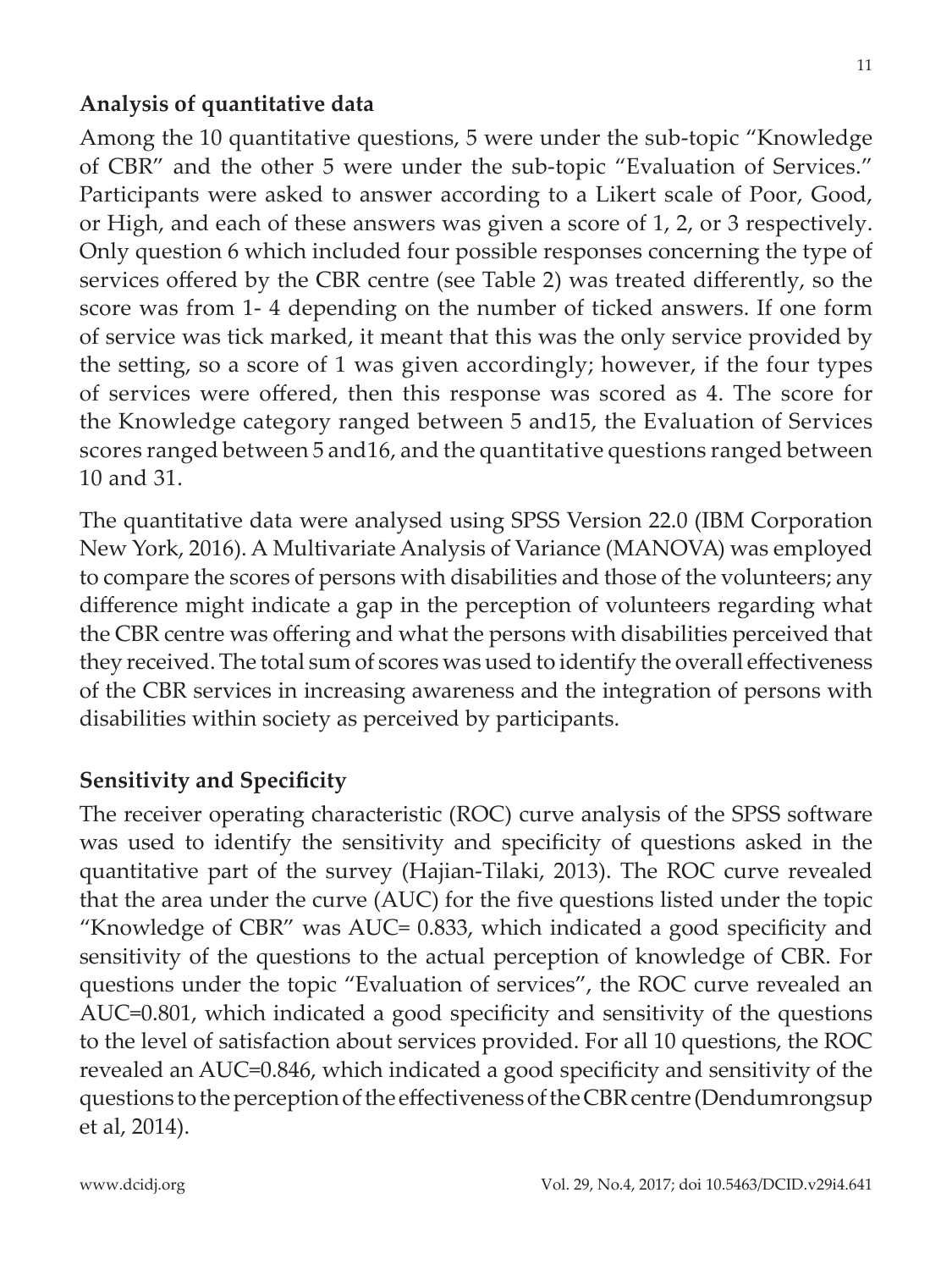### Analysis of quantitative data

Among the 10 quantitative questions, 5 were under the sub-topic "Knowledge of CBR" and the other 5 were under the sub-topic "Evaluation of Services." Participants were asked to answer according to a Likert scale of Poor, Good, or High, and each of these answers was given a score of 1, 2, or 3 respectively. Only question 6 which included four possible responses concerning the type of services offered by the CBR centre (see Table 2) was treated differently, so the score was from 1- 4 depending on the number of ticked answers. If one form of service was tick marked, it meant that this was the only service provided by the setting, so a score of 1 was given accordingly; however, if the four types of services were offered, then this response was scored as 4. The score for the Knowledge category ranged between 5 and15, the Evaluation of Services scores ranged between 5 and16, and the quantitative questions ranged between 10 and 31.

The quantitative data were analysed using SPSS Version 22.0 (IBM Corporation New York, 2016). A Multivariate Analysis of Variance (MANOVA) was employed to compare the scores of persons with disabilities and those of the volunteers; any difference might indicate a gap in the perception of volunteers regarding what the CBR centre was offering and what the persons with disabilities perceived that they received. The total sum of scores was used to identify the overall effectiveness of the CBR services in increasing awareness and the integration of persons with disabilities within society as perceived by participants.

### Sensitivity and Specificity

The receiver operating characteristic (ROC) curve analysis of the SPSS software was used to identify the sensitivity and specificity of questions asked in the quantitative part of the survey (Hajian-Tilaki, 2013). The ROC curve revealed that the area under the curve (AUC) for the five questions listed under the topic "Knowledge of CBR" was AUC= 0.833, which indicated a good specificity and sensitivity of the questions to the actual perception of knowledge of CBR. For questions under the topic "Evaluation of services", the ROC curve revealed an AUC=0.801, which indicated a good specificity and sensitivity of the questions to the level of satisfaction about services provided. For all 10 questions, the ROC revealed an AUC=0.846, which indicated a good specificity and sensitivity of the questions to the perception of the effectiveness of the CBR centre (Dendumrongsup et al, 2014).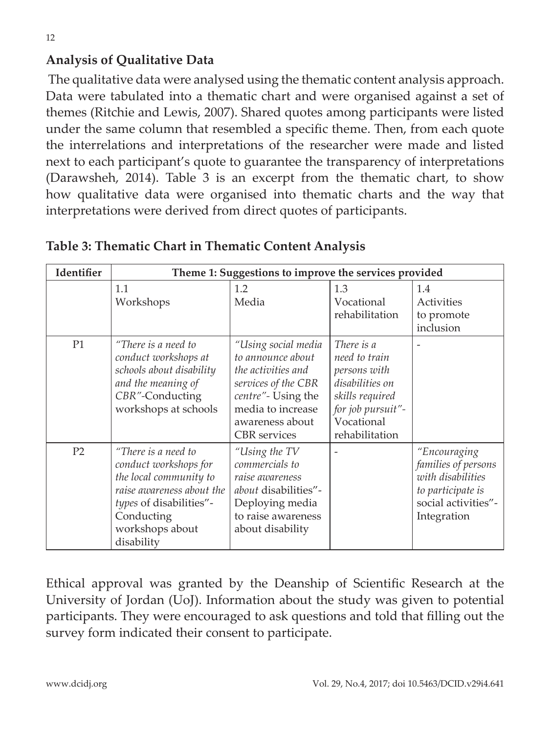## Analysis of Qualitative Data

The qualitative data were analysed using the thematic content analysis approach. Data were tabulated into a thematic chart and were organised against a set of themes (Ritchie and Lewis, 2007). Shared quotes among participants were listed under the same column that resembled a specific theme. Then, from each quote the interrelations and interpretations of the researcher were made and listed next to each participant's quote to guarantee the transparency of interpretations (Darawsheh, 2014). Table 3 is an excerpt from the thematic chart, to show how qualitative data were organised into thematic charts and the way that interpretations were derived from direct quotes of participants.

**Table 3: Thematic Chart in Thematic Content Analysis**

| Identifier | Theme 1: Suggestions to improve the services provided | | | |
|---|---|---|---|---|
| | 1.1 Workshops | 1.2 Media | 1.3 Vocational rehabilitation | 1.4 Activities to promote inclusion |
| P1 | *"There is a need to conduct workshops at schools about disability and the meaning of CBR"*-Conducting workshops at schools | *"Using social media to announce about the activities and services of the CBR centre"*- Using the media to increase awareness about CBR services | *There is a need to train persons with disabilities on skills required for job pursuit"*- Vocational rehabilitation | - |
| P2 | *"There is a need to conduct workshops for the local community to raise awareness about the types* of disabilities"- Conducting workshops about disability | *"Using the TV commercials to raise awareness about* disabilities"- Deploying media to raise awareness about disability | - | *"Encouraging families of persons with disabilities to participate is* social activities"- Integration |

Ethical approval was granted by the Deanship of Scientific Research at the University of Jordan (UoJ). Information about the study was given to potential participants. They were encouraged to ask questions and told that filling out the survey form indicated their consent to participate.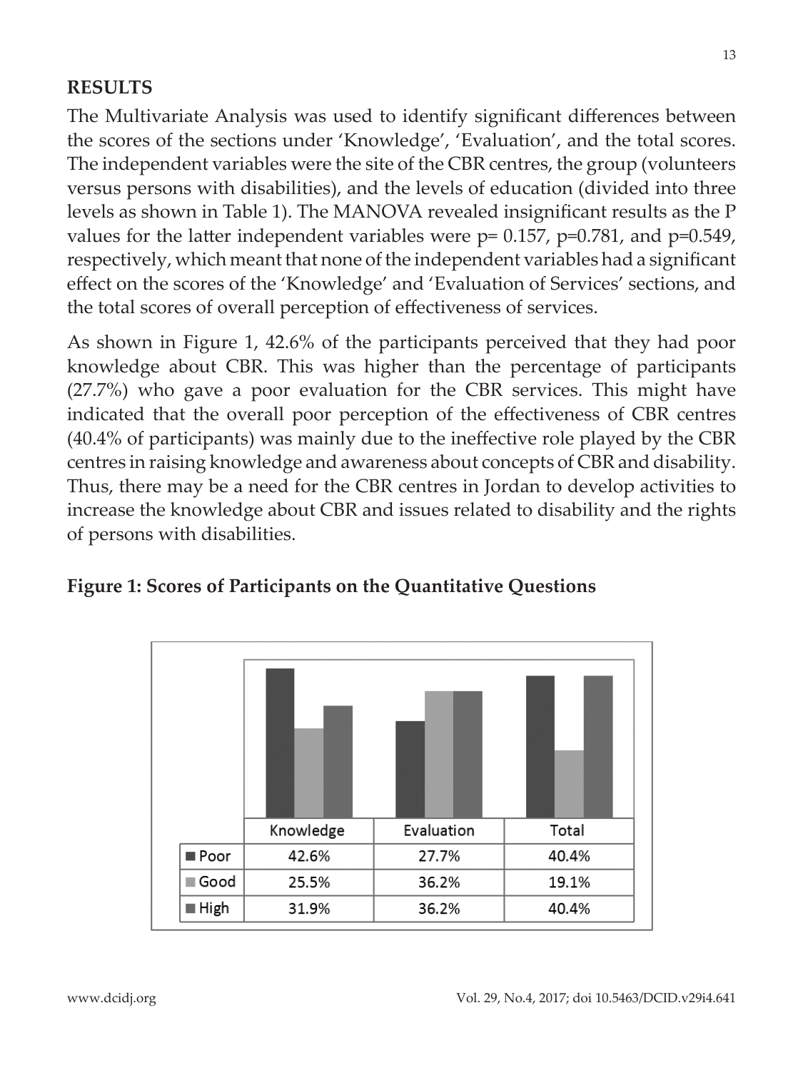## RESULTS

The Multivariate Analysis was used to identify significant differences between the scores of the sections under 'Knowledge', 'Evaluation', and the total scores. The independent variables were the site of the CBR centres, the group (volunteers versus persons with disabilities), and the levels of education (divided into three levels as shown in Table 1). The MANOVA revealed insignificant results as the P values for the latter independent variables were $p = 0.157$, $p=0.781$, and $p=0.549$, respectively, which meant that none of the independent variables had a significant effect on the scores of the 'Knowledge' and 'Evaluation of Services' sections, and the total scores of overall perception of effectiveness of services.

As shown in Figure 1, 42.6% of the participants perceived that they had poor knowledge about CBR. This was higher than the percentage of participants (27.7%) who gave a poor evaluation for the CBR services. This might have indicated that the overall poor perception of the effectiveness of CBR centres (40.4% of participants) was mainly due to the ineffective role played by the CBR centres in raising knowledge and awareness about concepts of CBR and disability. Thus, there may be a need for the CBR centres in Jordan to develop activities to increase the knowledge about CBR and issues related to disability and the rights of persons with disabilities.

**Figure 1: Scores of Participants on the Quantitative Questions**

| | Knowledge | Evaluation | Total |
|---|---|---|---|
| Poor | 42.6% | 27.7% | 40.4% |
| Good | 25.5% | 36.2% | 19.1% |
| High | 31.9% | 36.2% | 40.4% |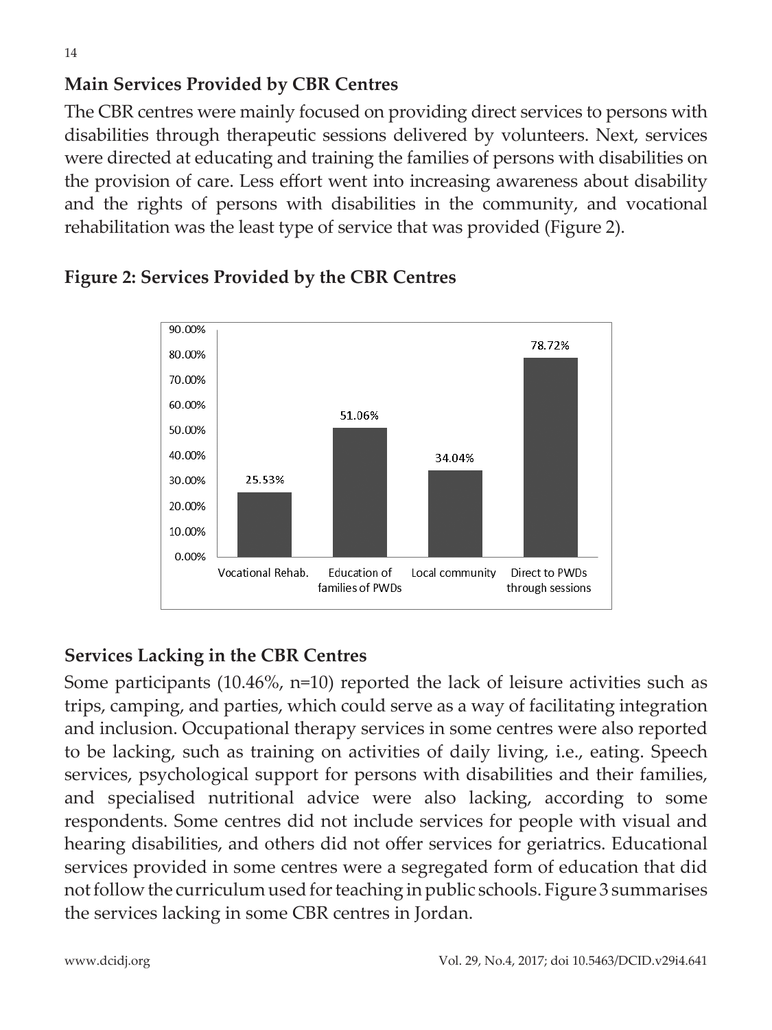## Main Services Provided by CBR Centres

The CBR centres were mainly focused on providing direct services to persons with disabilities through therapeutic sessions delivered by volunteers. Next, services were directed at educating and training the families of persons with disabilities on the provision of care. Less effort went into increasing awareness about disability and the rights of persons with disabilities in the community, and vocational rehabilitation was the least type of service that was provided (Figure 2).

**Figure 2: Services Provided by the CBR Centres**

| Service | Percentage |
| --- | --- |
| Vocational Rehab. | 25.53% |
| Education of families of PWDs | 51.06% |
| Local community | 34.04% |
| Direct to PWDs through sessions | 78.72% |

## Services Lacking in the CBR Centres

Some participants (10.46%, n=10) reported the lack of leisure activities such as trips, camping, and parties, which could serve as a way of facilitating integration and inclusion. Occupational therapy services in some centres were also reported to be lacking, such as training on activities of daily living, i.e., eating. Speech services, psychological support for persons with disabilities and their families, and specialised nutritional advice were also lacking, according to some respondents. Some centres did not include services for people with visual and hearing disabilities, and others did not offer services for geriatrics. Educational services provided in some centres were a segregated form of education that did not follow the curriculum used for teaching in public schools. Figure 3 summarises the services lacking in some CBR centres in Jordan.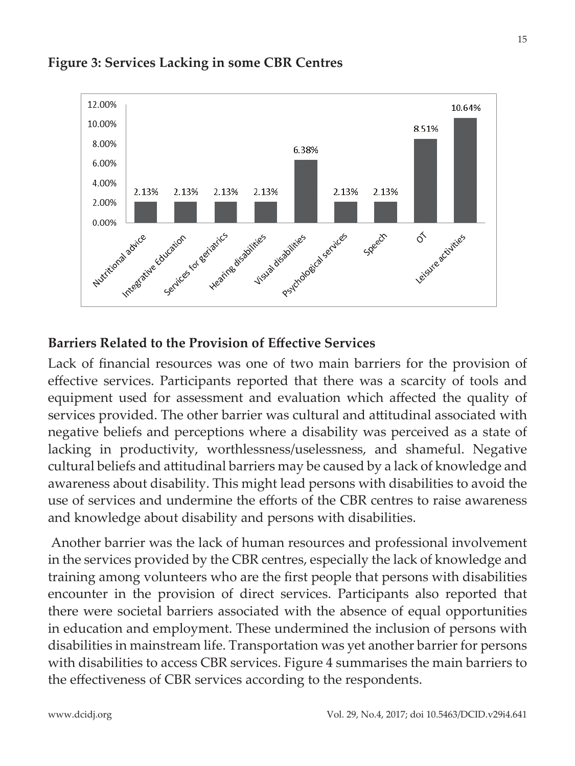**Figure 3: Services Lacking in some CBR Centres**

| Service | Percentage |
|---|---|
| Nutritional advice | 2.13% |
| Integrative Education | 2.13% |
| Services for geriatrics | 2.13% |
| Hearing disabilities | 2.13% |
| Visual disabilities | 6.38% |
| Psychological services | 2.13% |
| Speech | 2.13% |
| OT | 8.51% |
| Leisure activities | 10.64% |

### Barriers Related to the Provision of Effective Services

Lack of financial resources was one of two main barriers for the provision of effective services. Participants reported that there was a scarcity of tools and equipment used for assessment and evaluation which affected the quality of services provided. The other barrier was cultural and attitudinal associated with negative beliefs and perceptions where a disability was perceived as a state of lacking in productivity, worthlessness/uselessness, and shameful. Negative cultural beliefs and attitudinal barriers may be caused by a lack of knowledge and awareness about disability. This might lead persons with disabilities to avoid the use of services and undermine the efforts of the CBR centres to raise awareness and knowledge about disability and persons with disabilities.

Another barrier was the lack of human resources and professional involvement in the services provided by the CBR centres, especially the lack of knowledge and training among volunteers who are the first people that persons with disabilities encounter in the provision of direct services. Participants also reported that there were societal barriers associated with the absence of equal opportunities in education and employment. These undermined the inclusion of persons with disabilities in mainstream life. Transportation was yet another barrier for persons with disabilities to access CBR services. Figure 4 summarises the main barriers to the effectiveness of CBR services according to the respondents.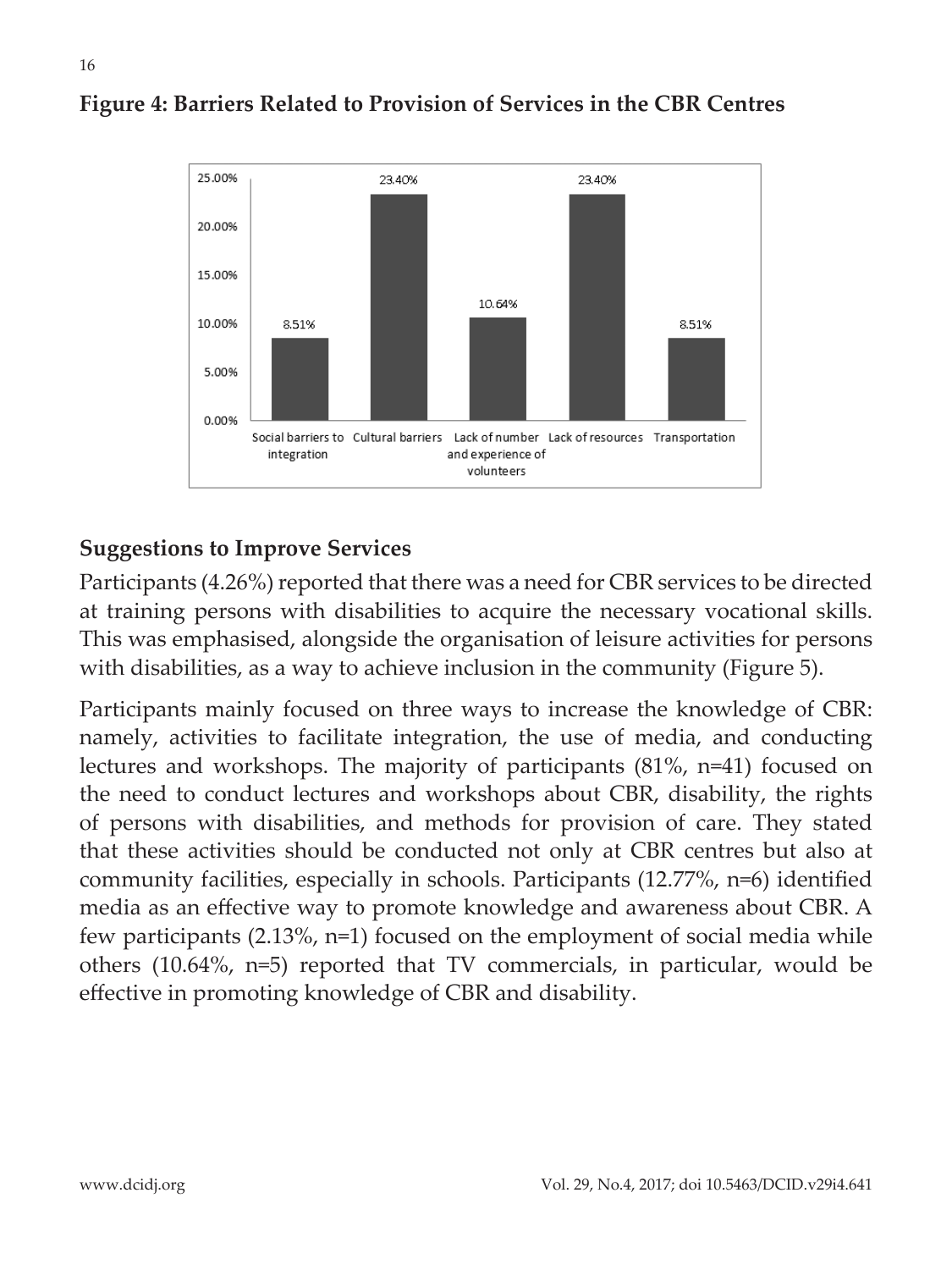**Figure 4: Barriers Related to Provision of Services in the CBR Centres**

## Suggestions to Improve Services

Participants (4.26%) reported that there was a need for CBR services to be directed at training persons with disabilities to acquire the necessary vocational skills. This was emphasised, alongside the organisation of leisure activities for persons with disabilities, as a way to achieve inclusion in the community (Figure 5).

Participants mainly focused on three ways to increase the knowledge of CBR: namely, activities to facilitate integration, the use of media, and conducting lectures and workshops. The majority of participants (81%, n=41) focused on the need to conduct lectures and workshops about CBR, disability, the rights of persons with disabilities, and methods for provision of care. They stated that these activities should be conducted not only at CBR centres but also at community facilities, especially in schools. Participants (12.77%, n=6) identified media as an effective way to promote knowledge and awareness about CBR. A few participants (2.13%, n=1) focused on the employment of social media while others (10.64%, n=5) reported that TV commercials, in particular, would be effective in promoting knowledge of CBR and disability.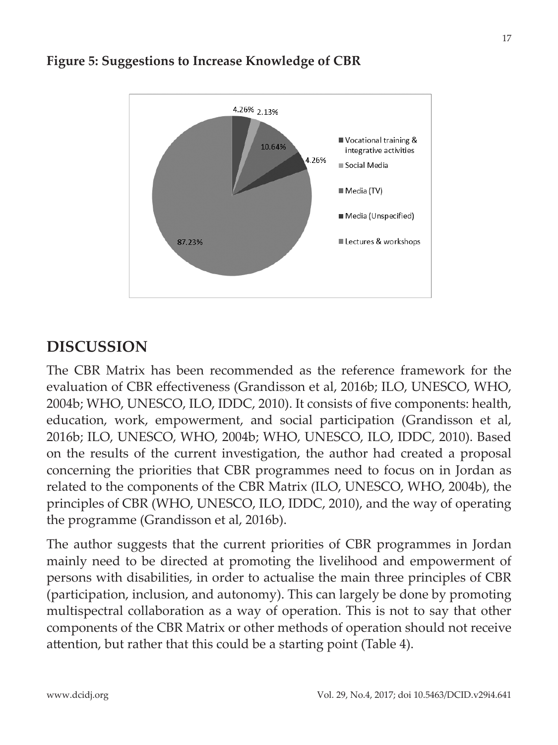**Figure 5: Suggestions to Increase Knowledge of CBR**

## DISCUSSION

The CBR Matrix has been recommended as the reference framework for the evaluation of CBR effectiveness (Grandisson et al, 2016b; ILO, UNESCO, WHO, 2004b; WHO, UNESCO, ILO, IDDC, 2010). It consists of five components: health, education, work, empowerment, and social participation (Grandisson et al, 2016b; ILO, UNESCO, WHO, 2004b; WHO, UNESCO, ILO, IDDC, 2010). Based on the results of the current investigation, the author had created a proposal concerning the priorities that CBR programmes need to focus on in Jordan as related to the components of the CBR Matrix (ILO, UNESCO, WHO, 2004b), the principles of CBR (WHO, UNESCO, ILO, IDDC, 2010), and the way of operating the programme (Grandisson et al, 2016b).

The author suggests that the current priorities of CBR programmes in Jordan mainly need to be directed at promoting the livelihood and empowerment of persons with disabilities, in order to actualise the main three principles of CBR (participation, inclusion, and autonomy). This can largely be done by promoting multispectral collaboration as a way of operation. This is not to say that other components of the CBR Matrix or other methods of operation should not receive attention, but rather that this could be a starting point (Table 4).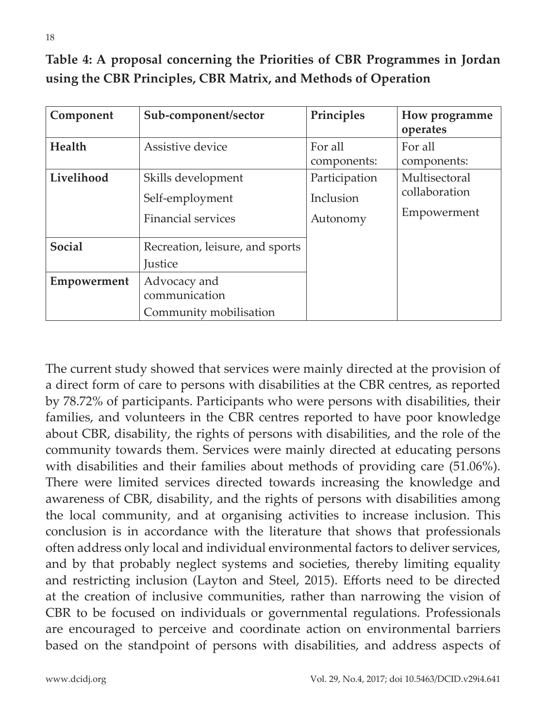**Table 4: A proposal concerning the Priorities of CBR Programmes in Jordan using the CBR Principles, CBR Matrix, and Methods of Operation**

| Component | Sub-component/sector | Principles | How programme operates |
|---|---|---|---|
| **Health** | Assistive device | For all components: | For all components: |
| **Livelihood** | Skills development<br>Self-employment<br>Financial services | Participation<br>Inclusion<br>Autonomy | Multisectoral collaboration<br>Empowerment |
| **Social** | Recreation, leisure, and sports<br>Justice | | |
| **Empowerment** | Advocacy and communication<br>Community mobilisation | | |

The current study showed that services were mainly directed at the provision of a direct form of care to persons with disabilities at the CBR centres, as reported by 78.72% of participants. Participants who were persons with disabilities, their families, and volunteers in the CBR centres reported to have poor knowledge about CBR, disability, the rights of persons with disabilities, and the role of the community towards them. Services were mainly directed at educating persons with disabilities and their families about methods of providing care (51.06%). There were limited services directed towards increasing the knowledge and awareness of CBR, disability, and the rights of persons with disabilities among the local community, and at organising activities to increase inclusion. This conclusion is in accordance with the literature that shows that professionals often address only local and individual environmental factors to deliver services, and by that probably neglect systems and societies, thereby limiting equality and restricting inclusion (Layton and Steel, 2015). Efforts need to be directed at the creation of inclusive communities, rather than narrowing the vision of CBR to be focused on individuals or governmental regulations. Professionals are encouraged to perceive and coordinate action on environmental barriers based on the standpoint of persons with disabilities, and address aspects of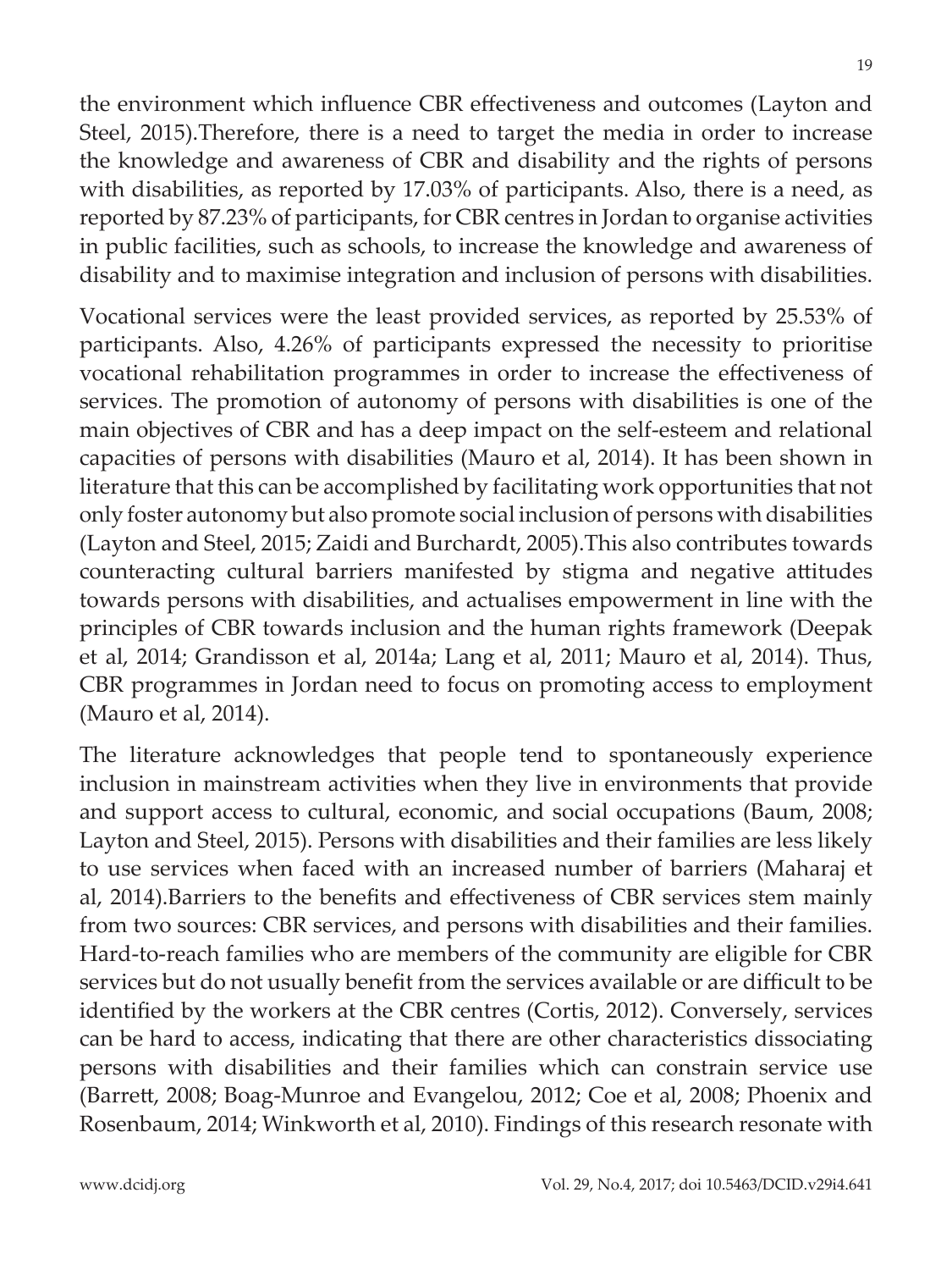the environment which influence CBR effectiveness and outcomes (Layton and Steel, 2015).Therefore, there is a need to target the media in order to increase the knowledge and awareness of CBR and disability and the rights of persons with disabilities, as reported by 17.03% of participants. Also, there is a need, as reported by 87.23% of participants, for CBR centres in Jordan to organise activities in public facilities, such as schools, to increase the knowledge and awareness of disability and to maximise integration and inclusion of persons with disabilities.

Vocational services were the least provided services, as reported by 25.53% of participants. Also, 4.26% of participants expressed the necessity to prioritise vocational rehabilitation programmes in order to increase the effectiveness of services. The promotion of autonomy of persons with disabilities is one of the main objectives of CBR and has a deep impact on the self-esteem and relational capacities of persons with disabilities (Mauro et al, 2014). It has been shown in literature that this can be accomplished by facilitating work opportunities that not only foster autonomy but also promote social inclusion of persons with disabilities (Layton and Steel, 2015; Zaidi and Burchardt, 2005).This also contributes towards counteracting cultural barriers manifested by stigma and negative attitudes towards persons with disabilities, and actualises empowerment in line with the principles of CBR towards inclusion and the human rights framework (Deepak et al, 2014; Grandisson et al, 2014a; Lang et al, 2011; Mauro et al, 2014). Thus, CBR programmes in Jordan need to focus on promoting access to employment (Mauro et al, 2014).

The literature acknowledges that people tend to spontaneously experience inclusion in mainstream activities when they live in environments that provide and support access to cultural, economic, and social occupations (Baum, 2008; Layton and Steel, 2015). Persons with disabilities and their families are less likely to use services when faced with an increased number of barriers (Maharaj et al, 2014).Barriers to the benefits and effectiveness of CBR services stem mainly from two sources: CBR services, and persons with disabilities and their families. Hard-to-reach families who are members of the community are eligible for CBR services but do not usually benefit from the services available or are difficult to be identified by the workers at the CBR centres (Cortis, 2012). Conversely, services can be hard to access, indicating that there are other characteristics dissociating persons with disabilities and their families which can constrain service use (Barrett, 2008; Boag-Munroe and Evangelou, 2012; Coe et al, 2008; Phoenix and Rosenbaum, 2014; Winkworth et al, 2010). Findings of this research resonate with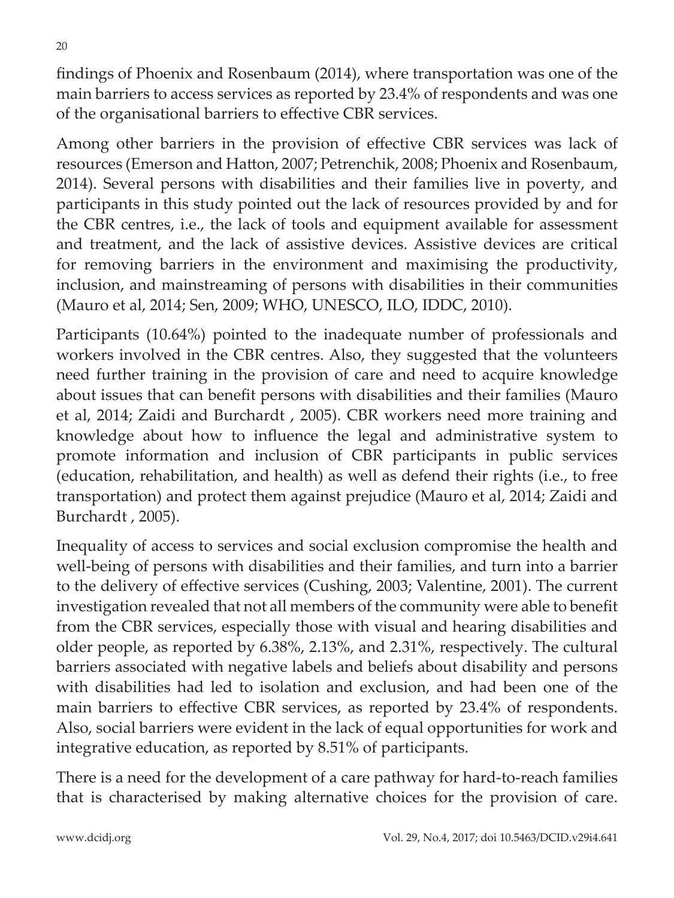findings of Phoenix and Rosenbaum (2014), where transportation was one of the main barriers to access services as reported by 23.4% of respondents and was one of the organisational barriers to effective CBR services.

Among other barriers in the provision of effective CBR services was lack of resources (Emerson and Hatton, 2007; Petrenchik, 2008; Phoenix and Rosenbaum, 2014). Several persons with disabilities and their families live in poverty, and participants in this study pointed out the lack of resources provided by and for the CBR centres, i.e., the lack of tools and equipment available for assessment and treatment, and the lack of assistive devices. Assistive devices are critical for removing barriers in the environment and maximising the productivity, inclusion, and mainstreaming of persons with disabilities in their communities (Mauro et al, 2014; Sen, 2009; WHO, UNESCO, ILO, IDDC, 2010).

Participants (10.64%) pointed to the inadequate number of professionals and workers involved in the CBR centres. Also, they suggested that the volunteers need further training in the provision of care and need to acquire knowledge about issues that can benefit persons with disabilities and their families (Mauro et al, 2014; Zaidi and Burchardt , 2005). CBR workers need more training and knowledge about how to influence the legal and administrative system to promote information and inclusion of CBR participants in public services (education, rehabilitation, and health) as well as defend their rights (i.e., to free transportation) and protect them against prejudice (Mauro et al, 2014; Zaidi and Burchardt , 2005).

Inequality of access to services and social exclusion compromise the health and well-being of persons with disabilities and their families, and turn into a barrier to the delivery of effective services (Cushing, 2003; Valentine, 2001). The current investigation revealed that not all members of the community were able to benefit from the CBR services, especially those with visual and hearing disabilities and older people, as reported by 6.38%, 2.13%, and 2.31%, respectively. The cultural barriers associated with negative labels and beliefs about disability and persons with disabilities had led to isolation and exclusion, and had been one of the main barriers to effective CBR services, as reported by 23.4% of respondents. Also, social barriers were evident in the lack of equal opportunities for work and integrative education, as reported by 8.51% of participants.

There is a need for the development of a care pathway for hard-to-reach families that is characterised by making alternative choices for the provision of care.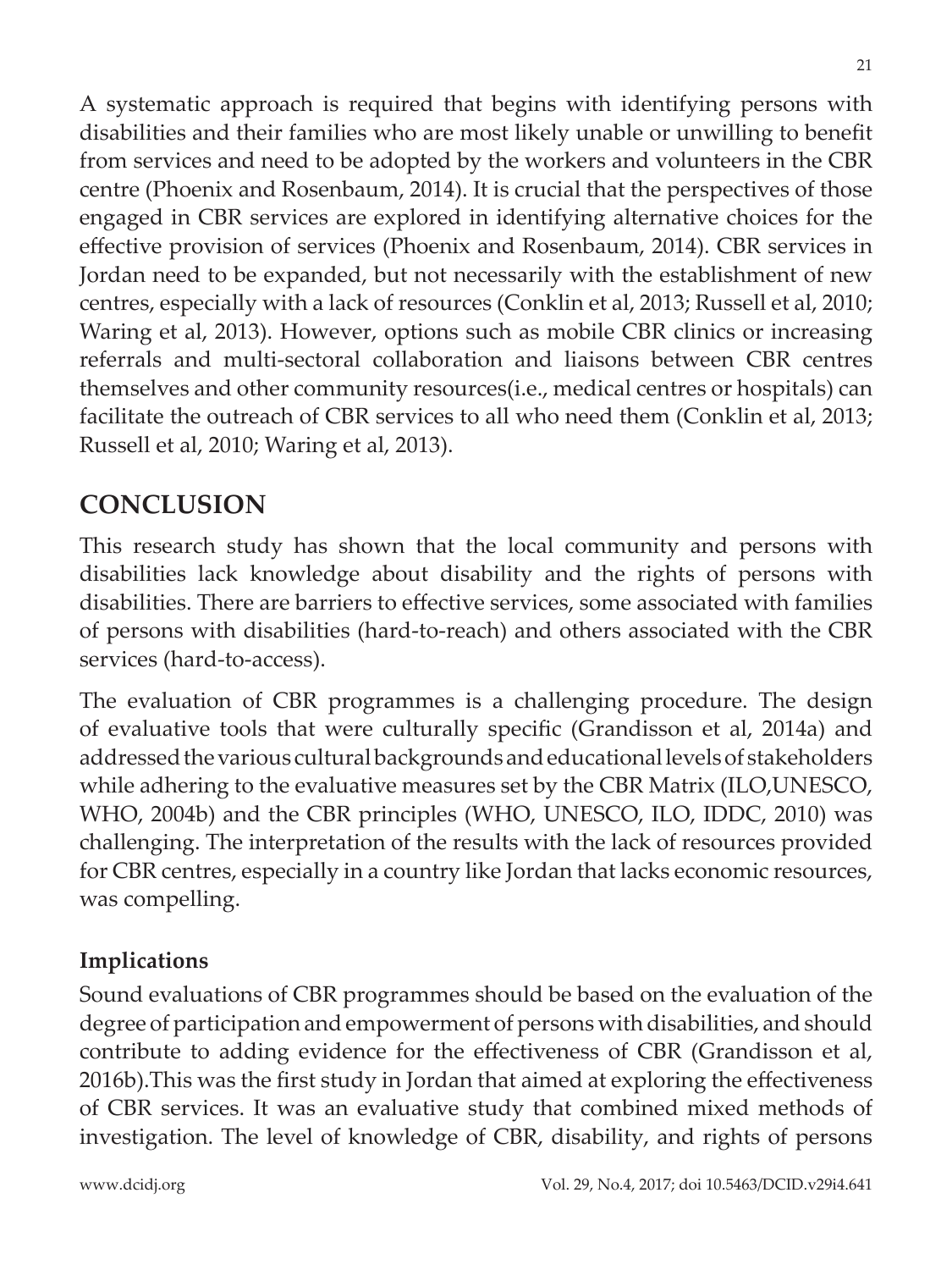A systematic approach is required that begins with identifying persons with disabilities and their families who are most likely unable or unwilling to benefit from services and need to be adopted by the workers and volunteers in the CBR centre (Phoenix and Rosenbaum, 2014). It is crucial that the perspectives of those engaged in CBR services are explored in identifying alternative choices for the effective provision of services (Phoenix and Rosenbaum, 2014). CBR services in Jordan need to be expanded, but not necessarily with the establishment of new centres, especially with a lack of resources (Conklin et al, 2013; Russell et al, 2010; Waring et al, 2013). However, options such as mobile CBR clinics or increasing referrals and multi-sectoral collaboration and liaisons between CBR centres themselves and other community resources(i.e., medical centres or hospitals) can facilitate the outreach of CBR services to all who need them (Conklin et al, 2013; Russell et al, 2010; Waring et al, 2013).

## CONCLUSION

This research study has shown that the local community and persons with disabilities lack knowledge about disability and the rights of persons with disabilities. There are barriers to effective services, some associated with families of persons with disabilities (hard-to-reach) and others associated with the CBR services (hard-to-access).

The evaluation of CBR programmes is a challenging procedure. The design of evaluative tools that were culturally specific (Grandisson et al, 2014a) and addressed the various cultural backgrounds and educational levels of stakeholders while adhering to the evaluative measures set by the CBR Matrix (ILO,UNESCO, WHO, 2004b) and the CBR principles (WHO, UNESCO, ILO, IDDC, 2010) was challenging. The interpretation of the results with the lack of resources provided for CBR centres, especially in a country like Jordan that lacks economic resources, was compelling.

### Implications

Sound evaluations of CBR programmes should be based on the evaluation of the degree of participation and empowerment of persons with disabilities, and should contribute to adding evidence for the effectiveness of CBR (Grandisson et al, 2016b).This was the first study in Jordan that aimed at exploring the effectiveness of CBR services. It was an evaluative study that combined mixed methods of investigation. The level of knowledge of CBR, disability, and rights of persons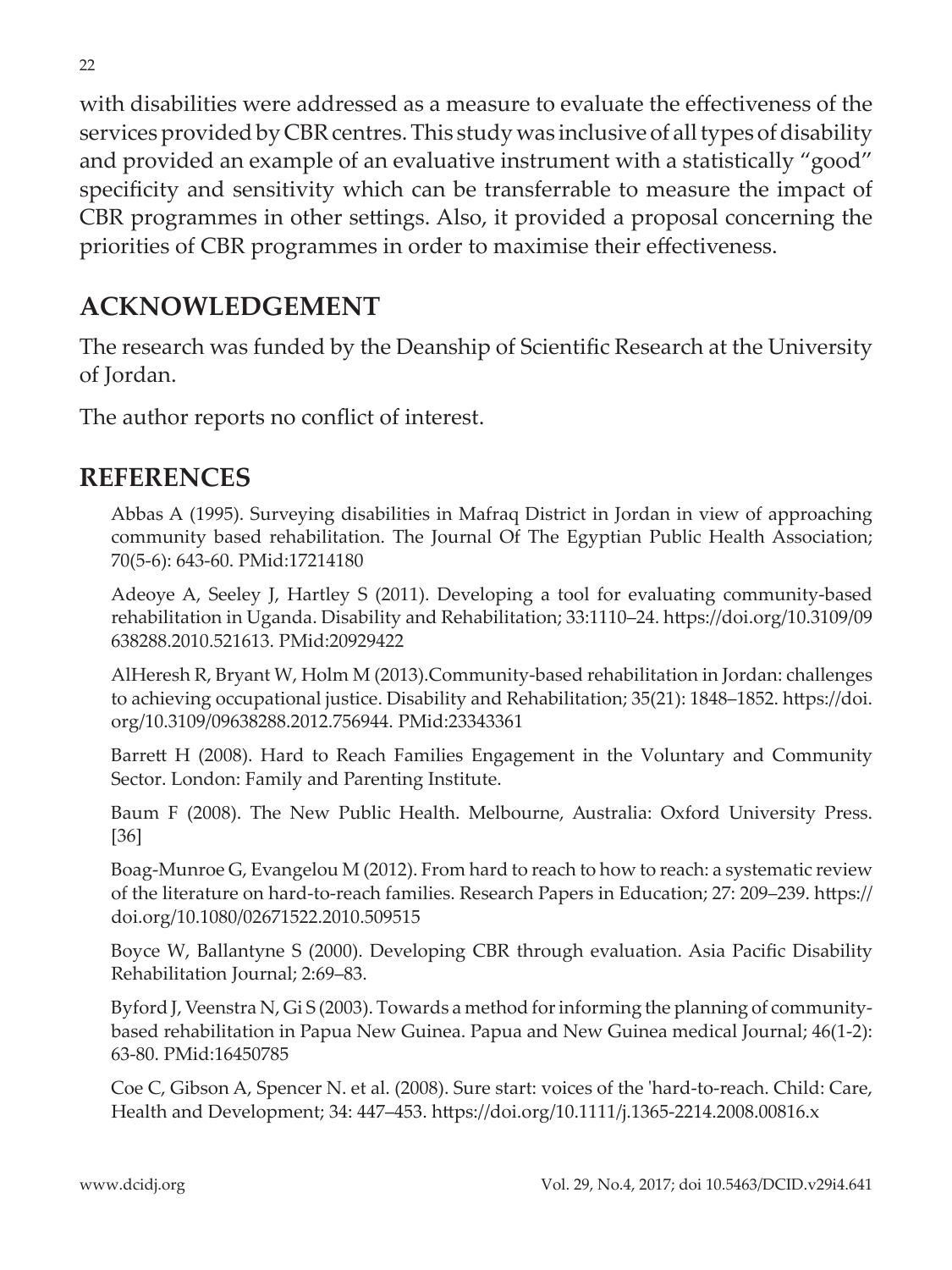with disabilities were addressed as a measure to evaluate the effectiveness of the services provided by CBR centres. This study was inclusive of all types of disability and provided an example of an evaluative instrument with a statistically "good" specificity and sensitivity which can be transferrable to measure the impact of CBR programmes in other settings. Also, it provided a proposal concerning the priorities of CBR programmes in order to maximise their effectiveness.

## ACKNOWLEDGEMENT

The research was funded by the Deanship of Scientific Research at the University of Jordan.

The author reports no conflict of interest.

## REFERENCES

Abbas A (1995). Surveying disabilities in Mafraq District in Jordan in view of approaching community based rehabilitation. The Journal Of The Egyptian Public Health Association; 70(5-6): 643-60. PMid:17214180

Adeoye A, Seeley J, Hartley S (2011). Developing a tool for evaluating community-based rehabilitation in Uganda. Disability and Rehabilitation; 33:1110–24. https://doi.org/10.3109/09638288.2010.521613. PMid:20929422

AlHeresh R, Bryant W, Holm M (2013).Community-based rehabilitation in Jordan: challenges to achieving occupational justice. Disability and Rehabilitation; 35(21): 1848–1852. https://doi.org/10.3109/09638288.2012.756944. PMid:23343361

Barrett H (2008). Hard to Reach Families Engagement in the Voluntary and Community Sector. London: Family and Parenting Institute.

Baum F (2008). The New Public Health. Melbourne, Australia: Oxford University Press. [36]

Boag-Munroe G, Evangelou M (2012). From hard to reach to how to reach: a systematic review of the literature on hard-to-reach families. Research Papers in Education; 27: 209–239. https://doi.org/10.1080/02671522.2010.509515

Boyce W, Ballantyne S (2000). Developing CBR through evaluation. Asia Pacific Disability Rehabilitation Journal; 2:69–83.

Byford J, Veenstra N, Gi S (2003). Towards a method for informing the planning of community-based rehabilitation in Papua New Guinea. Papua and New Guinea medical Journal; 46(1-2): 63-80. PMid:16450785

Coe C, Gibson A, Spencer N. et al. (2008). Sure start: voices of the 'hard-to-reach. Child: Care, Health and Development; 34: 447–453. https://doi.org/10.1111/j.1365-2214.2008.00816.x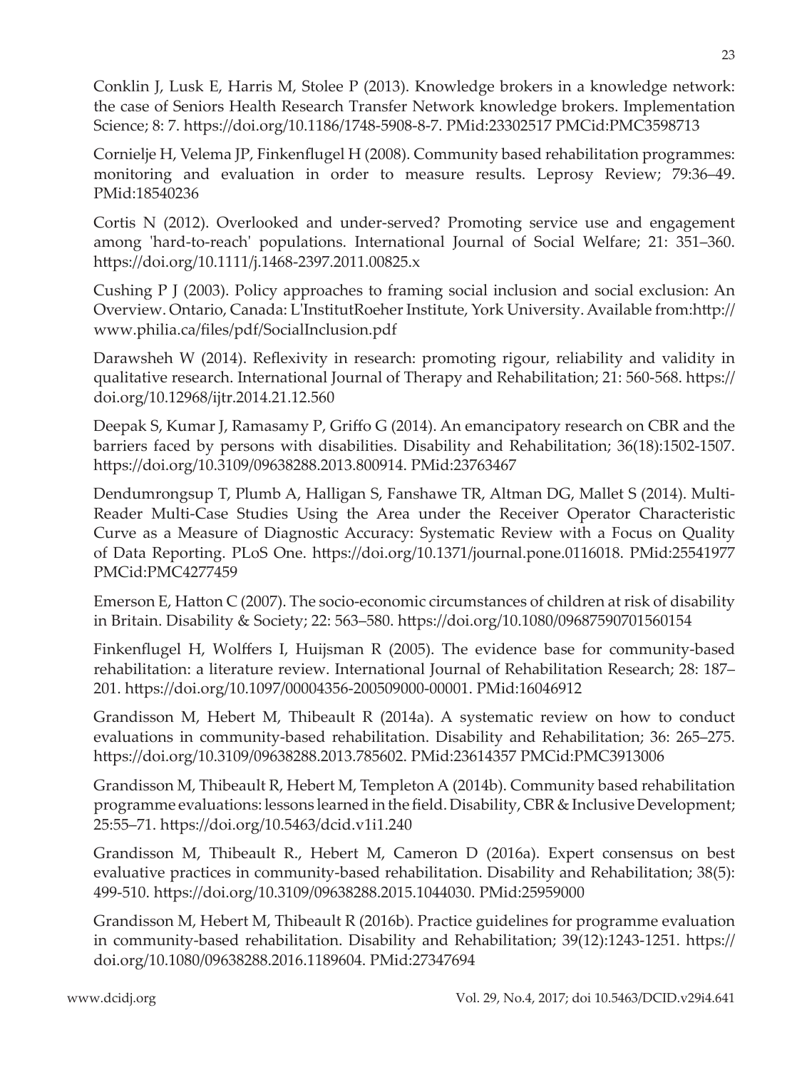Conklin J, Lusk E, Harris M, Stolee P (2013). Knowledge brokers in a knowledge network: the case of Seniors Health Research Transfer Network knowledge brokers. Implementation Science; 8: 7. https://doi.org/10.1186/1748-5908-8-7. PMid:23302517 PMCid:PMC3598713

Cornielje H, Velema JP, Finkenflugel H (2008). Community based rehabilitation programmes: monitoring and evaluation in order to measure results. Leprosy Review; 79:36–49. PMid:18540236

Cortis N (2012). Overlooked and under-served? Promoting service use and engagement among 'hard-to-reach' populations. International Journal of Social Welfare; 21: 351–360. https://doi.org/10.1111/j.1468-2397.2011.00825.x

Cushing P J (2003). Policy approaches to framing social inclusion and social exclusion: An Overview. Ontario, Canada: L'InstitutRoeher Institute, York University. Available from:http://www.philia.ca/files/pdf/SocialInclusion.pdf

Darawsheh W (2014). Reflexivity in research: promoting rigour, reliability and validity in qualitative research. International Journal of Therapy and Rehabilitation; 21: 560-568. https://doi.org/10.12968/ijtr.2014.21.12.560

Deepak S, Kumar J, Ramasamy P, Griffo G (2014). An emancipatory research on CBR and the barriers faced by persons with disabilities. Disability and Rehabilitation; 36(18):1502-1507. https://doi.org/10.3109/09638288.2013.800914. PMid:23763467

Dendumrongsup T, Plumb A, Halligan S, Fanshawe TR, Altman DG, Mallet S (2014). Multi-Reader Multi-Case Studies Using the Area under the Receiver Operator Characteristic Curve as a Measure of Diagnostic Accuracy: Systematic Review with a Focus on Quality of Data Reporting. PLoS One. https://doi.org/10.1371/journal.pone.0116018. PMid:25541977 PMCid:PMC4277459

Emerson E, Hatton C (2007). The socio-economic circumstances of children at risk of disability in Britain. Disability & Society; 22: 563–580. https://doi.org/10.1080/09687590701560154

Finkenflugel H, Wolffers I, Huijsman R (2005). The evidence base for community-based rehabilitation: a literature review. International Journal of Rehabilitation Research; 28: 187–201. https://doi.org/10.1097/00004356-200509000-00001. PMid:16046912

Grandisson M, Hebert M, Thibeault R (2014a). A systematic review on how to conduct evaluations in community-based rehabilitation. Disability and Rehabilitation; 36: 265–275. https://doi.org/10.3109/09638288.2013.785602. PMid:23614357 PMCid:PMC3913006

Grandisson M, Thibeault R, Hebert M, Templeton A (2014b). Community based rehabilitation programme evaluations: lessons learned in the field. Disability, CBR & Inclusive Development; 25:55–71. https://doi.org/10.5463/dcid.v1i1.240

Grandisson M, Thibeault R., Hebert M, Cameron D (2016a). Expert consensus on best evaluative practices in community-based rehabilitation. Disability and Rehabilitation; 38(5): 499-510. https://doi.org/10.3109/09638288.2015.1044030. PMid:25959000

Grandisson M, Hebert M, Thibeault R (2016b). Practice guidelines for programme evaluation in community-based rehabilitation. Disability and Rehabilitation; 39(12):1243-1251. https://doi.org/10.1080/09638288.2016.1189604. PMid:27347694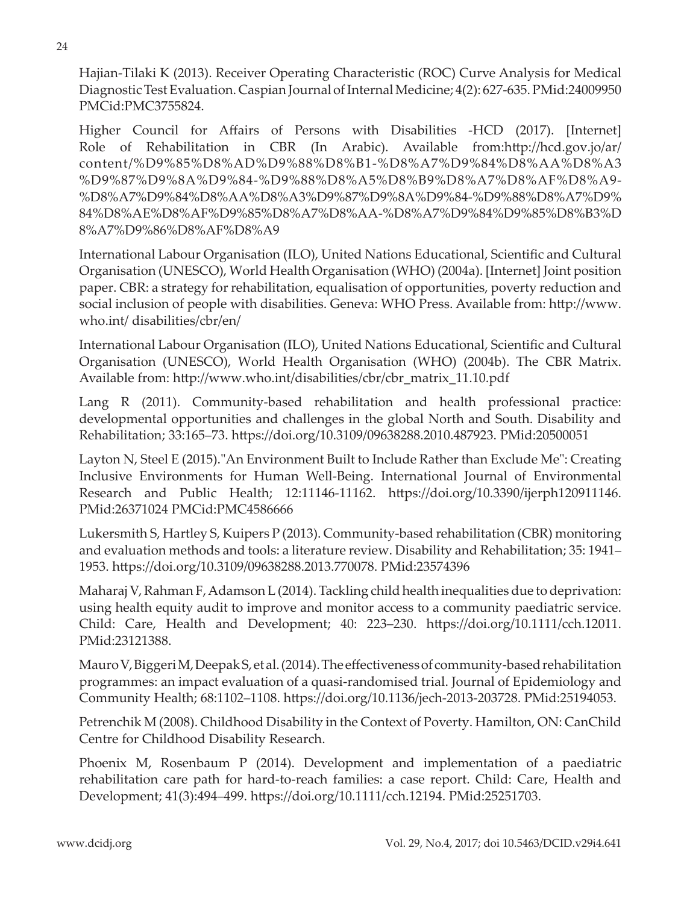Hajian-Tilaki K (2013). Receiver Operating Characteristic (ROC) Curve Analysis for Medical Diagnostic Test Evaluation. Caspian Journal of Internal Medicine; 4(2): 627-635. PMid:24009950 PMCid:PMC3755824.

Higher Council for Affairs of Persons with Disabilities -HCD (2017). [Internet] Role of Rehabilitation in CBR (In Arabic). Available from:http://hcd.gov.jo/ar/content/%D9%85%D8%AD%D9%88%D8%B1-%D8%A7%D9%84%D8%AA%D8%A3%D9%87%D9%8A%D9%84-%D9%88%D8%A5%D8%B9%D8%A7%D8%AF%D8%A9-%D8%A7%D9%84%D8%AA%D8%A3%D9%87%D9%8A%D9%84-%D9%88%D8%A7%D9%84%D8%AE%D8%AF%D9%85%D8%A7%D8%AA-%D8%A7%D9%84%D9%85%D8%B3%D8%A7%D9%86%D8%AF%D8%A9

International Labour Organisation (ILO), United Nations Educational, Scientific and Cultural Organisation (UNESCO), World Health Organisation (WHO) (2004a). [Internet] Joint position paper. CBR: a strategy for rehabilitation, equalisation of opportunities, poverty reduction and social inclusion of people with disabilities. Geneva: WHO Press. Available from: http://www.who.int/ disabilities/cbr/en/

International Labour Organisation (ILO), United Nations Educational, Scientific and Cultural Organisation (UNESCO), World Health Organisation (WHO) (2004b). The CBR Matrix. Available from: http://www.who.int/disabilities/cbr/cbr_matrix_11.10.pdf

Lang R (2011). Community-based rehabilitation and health professional practice: developmental opportunities and challenges in the global North and South. Disability and Rehabilitation; 33:165–73. https://doi.org/10.3109/09638288.2010.487923. PMid:20500051

Layton N, Steel E (2015)."An Environment Built to Include Rather than Exclude Me": Creating Inclusive Environments for Human Well-Being. International Journal of Environmental Research and Public Health; 12:11146-11162. https://doi.org/10.3390/ijerph120911146. PMid:26371024 PMCid:PMC4586666

Lukersmith S, Hartley S, Kuipers P (2013). Community-based rehabilitation (CBR) monitoring and evaluation methods and tools: a literature review. Disability and Rehabilitation; 35: 1941–1953. https://doi.org/10.3109/09638288.2013.770078. PMid:23574396

Maharaj V, Rahman F, Adamson L (2014). Tackling child health inequalities due to deprivation: using health equity audit to improve and monitor access to a community paediatric service. Child: Care, Health and Development; 40: 223–230. https://doi.org/10.1111/cch.12011. PMid:23121388.

Mauro V, Biggeri M, Deepak S, et al. (2014). The effectiveness of community-based rehabilitation programmes: an impact evaluation of a quasi-randomised trial. Journal of Epidemiology and Community Health; 68:1102–1108. https://doi.org/10.1136/jech-2013-203728. PMid:25194053.

Petrenchik M (2008). Childhood Disability in the Context of Poverty. Hamilton, ON: CanChild Centre for Childhood Disability Research.

Phoenix M, Rosenbaum P (2014). Development and implementation of a paediatric rehabilitation care path for hard-to-reach families: a case report. Child: Care, Health and Development; 41(3):494–499. https://doi.org/10.1111/cch.12194. PMid:25251703.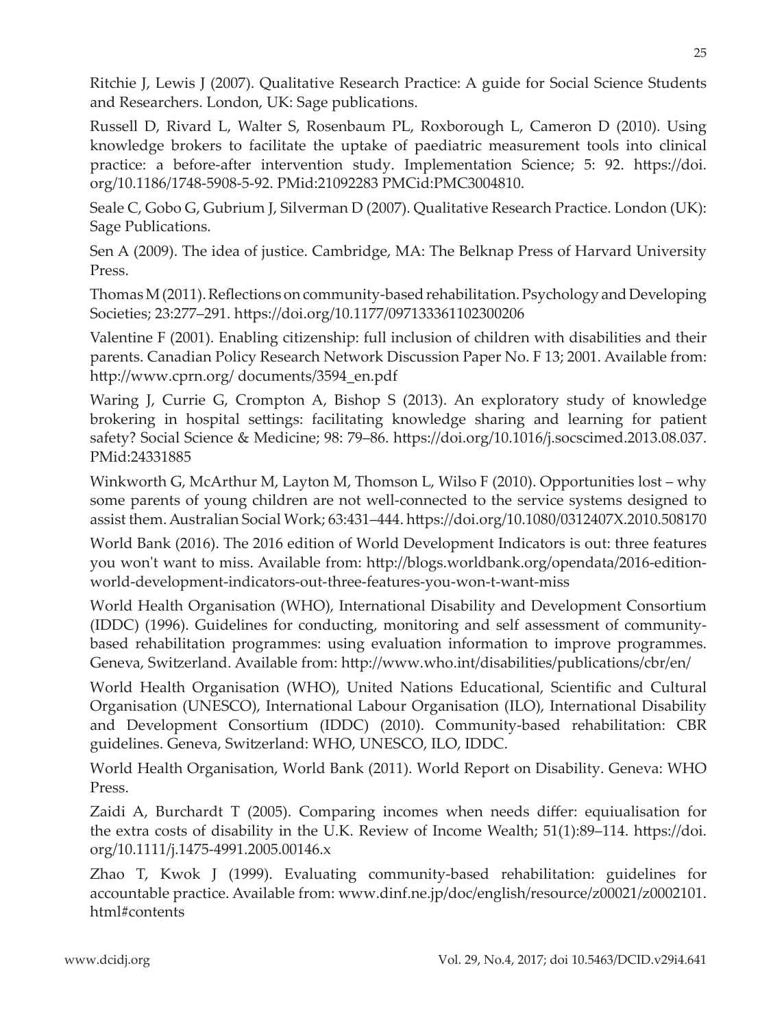Ritchie J, Lewis J (2007). Qualitative Research Practice: A guide for Social Science Students and Researchers. London, UK: Sage publications.

Russell D, Rivard L, Walter S, Rosenbaum PL, Roxborough L, Cameron D (2010). Using knowledge brokers to facilitate the uptake of paediatric measurement tools into clinical practice: a before-after intervention study. Implementation Science; 5: 92. https://doi.org/10.1186/1748-5908-5-92. PMid:21092283 PMCid:PMC3004810.

Seale C, Gobo G, Gubrium J, Silverman D (2007). Qualitative Research Practice. London (UK): Sage Publications.

Sen A (2009). The idea of justice. Cambridge, MA: The Belknap Press of Harvard University Press.

Thomas M (2011). Reflections on community-based rehabilitation. Psychology and Developing Societies; 23:277–291. https://doi.org/10.1177/097133361102300206

Valentine F (2001). Enabling citizenship: full inclusion of children with disabilities and their parents. Canadian Policy Research Network Discussion Paper No. F 13; 2001. Available from: http://www.cprn.org/ documents/3594_en.pdf

Waring J, Currie G, Crompton A, Bishop S (2013). An exploratory study of knowledge brokering in hospital settings: facilitating knowledge sharing and learning for patient safety? Social Science & Medicine; 98: 79–86. https://doi.org/10.1016/j.socscimed.2013.08.037. PMid:24331885

Winkworth G, McArthur M, Layton M, Thomson L, Wilso F (2010). Opportunities lost – why some parents of young children are not well-connected to the service systems designed to assist them. Australian Social Work; 63:431–444. https://doi.org/10.1080/0312407X.2010.508170

World Bank (2016). The 2016 edition of World Development Indicators is out: three features you won't want to miss. Available from: http://blogs.worldbank.org/opendata/2016-edition-world-development-indicators-out-three-features-you-won-t-want-miss

World Health Organisation (WHO), International Disability and Development Consortium (IDDC) (1996). Guidelines for conducting, monitoring and self assessment of community-based rehabilitation programmes: using evaluation information to improve programmes. Geneva, Switzerland. Available from: http://www.who.int/disabilities/publications/cbr/en/

World Health Organisation (WHO), United Nations Educational, Scientific and Cultural Organisation (UNESCO), International Labour Organisation (ILO), International Disability and Development Consortium (IDDC) (2010). Community-based rehabilitation: CBR guidelines. Geneva, Switzerland: WHO, UNESCO, ILO, IDDC.

World Health Organisation, World Bank (2011). World Report on Disability. Geneva: WHO Press.

Zaidi A, Burchardt T (2005). Comparing incomes when needs differ: equiualisation for the extra costs of disability in the U.K. Review of Income Wealth; 51(1):89–114. https://doi.org/10.1111/j.1475-4991.2005.00146.x

Zhao T, Kwok J (1999). Evaluating community-based rehabilitation: guidelines for accountable practice. Available from: www.dinf.ne.jp/doc/english/resource/z00021/z0002101.html#contents